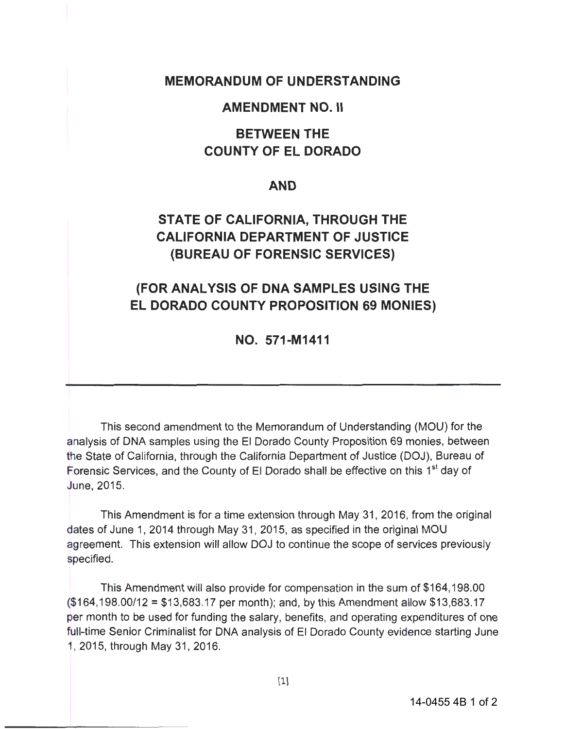# MEMORANDUM OF UNDERSTANDING

## AMENDMENT NO. II

## BETWEEN THE COUNTY OF EL DORADO

## AND

## STATE OF CALIFORNIA, THROUGH THE CALIFORNIA DEPARTMENT OF JUSTICE (BUREAU OF FORENSIC SERVICES)

## (FOR ANALYSIS OF DNA SAMPLES USING THE EL DORADO COUNTY PROPOSITION 69 MONIES)

## NO. 571-M1411

---

This second amendment to the Memorandum of Understanding (MOU) for the analysis of DNA samples using the El Dorado County Proposition 69 monies, between the State of California, through the California Department of Justice (DOJ), Bureau of Forensic Services, and the County of El Dorado shall be effective on this 1st day of June, 2015.

This Amendment is for a time extension through May 31, 2016, from the original dates of June 1, 2014 through May 31, 2015, as specified in the original MOU agreement. This extension will allow DOJ to continue the scope of services previously specified.

This Amendment will also provide for compensation in the sum of $164,198.00 ($164,198.00/12 = $13,683.17 per month); and, by this Amendment allow $13,683.17 per month to be used for funding the salary, benefits, and operating expenditures of one full-time Senior Criminalist for DNA analysis of El Dorado County evidence starting June 1, 2015, through May 31, 2016.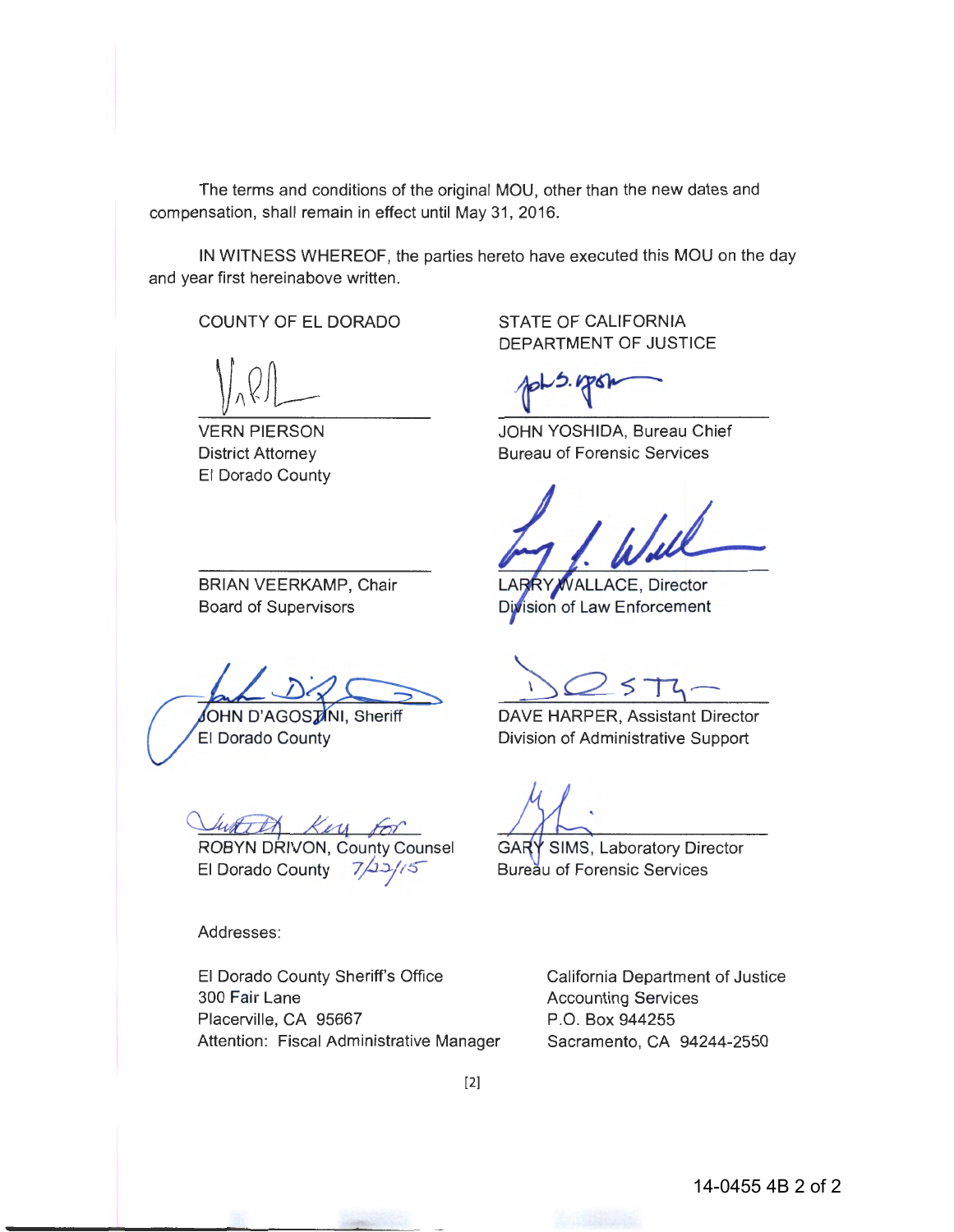The terms and conditions of the original MOU, other than the new dates and compensation, shall remain in effect until May 31, 2016.

IN WITNESS WHEREOF, the parties hereto have executed this MOU on the day and year first hereinabove written.

COUNTY OF EL DORADO

VERN PIERSON
District Attorney
El Dorado County

BRIAN VEERKAMP, Chair
Board of Supervisors

JOHN D'AGOSTINI, Sheriff
El Dorado County

ROBYN DRIVON, County Counsel
El Dorado County 7/22/15

STATE OF CALIFORNIA
DEPARTMENT OF JUSTICE

JOHN YOSHIDA, Bureau Chief
Bureau of Forensic Services

LARRY WALLACE, Director
Division of Law Enforcement

DAVE HARPER, Assistant Director
Division of Administrative Support

GARY SIMS, Laboratory Director
Bureau of Forensic Services

Addresses:

El Dorado County Sheriff's Office
300 Fair Lane
Placerville, CA 95667
Attention: Fiscal Administrative Manager

California Department of Justice
Accounting Services
P.O. Box 944255
Sacramento, CA 94244-2550

14-0455 4B 2 of 2